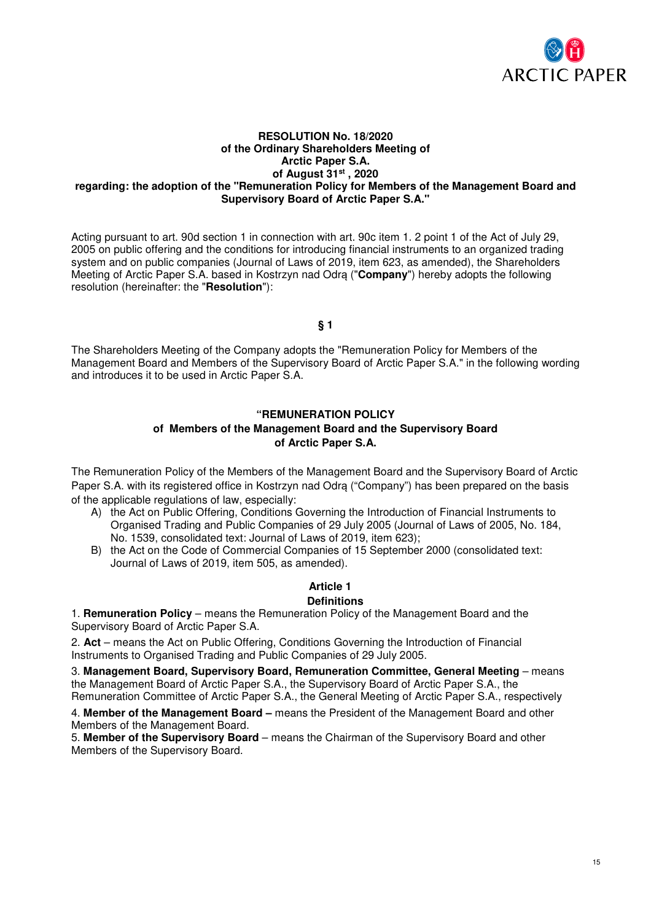# RESOLUTION No. 18/2020
## of the Ordinary Shareholders Meeting of Arctic Paper S.A. of August 31st , 2020
## regarding: the adoption of the "Remuneration Policy for Members of the Management Board and Supervisory Board of Arctic Paper S.A."

Acting pursuant to art. 90d section 1 in connection with art. 90c item 1. 2 point 1 of the Act of July 29, 2005 on public offering and the conditions for introducing financial instruments to an organized trading system and on public companies (Journal of Laws of 2019, item 623, as amended), the Shareholders Meeting of Arctic Paper S.A. based in Kostrzyn nad Odrą ("**Company**") hereby adopts the following resolution (hereinafter: the "**Resolution**"):

**§ 1**

The Shareholders Meeting of the Company adopts the "Remuneration Policy for Members of the Management Board and Members of the Supervisory Board of Arctic Paper S.A." in the following wording and introduces it to be used in Arctic Paper S.A.

**"REMUNERATION POLICY**
**of Members of the Management Board and the Supervisory Board**
**of Arctic Paper S.A.**

The Remuneration Policy of the Members of the Management Board and the Supervisory Board of Arctic Paper S.A. with its registered office in Kostrzyn nad Odrą ("Company") has been prepared on the basis of the applicable regulations of law, especially:

A) the Act on Public Offering, Conditions Governing the Introduction of Financial Instruments to Organised Trading and Public Companies of 29 July 2005 (Journal of Laws of 2005, No. 184, No. 1539, consolidated text: Journal of Laws of 2019, item 623);
B) the Act on the Code of Commercial Companies of 15 September 2000 (consolidated text: Journal of Laws of 2019, item 505, as amended).

**Article 1**
**Definitions**

1. **Remuneration Policy** – means the Remuneration Policy of the Management Board and the Supervisory Board of Arctic Paper S.A.

2. **Act** – means the Act on Public Offering, Conditions Governing the Introduction of Financial Instruments to Organised Trading and Public Companies of 29 July 2005.

3. **Management Board, Supervisory Board, Remuneration Committee, General Meeting** – means the Management Board of Arctic Paper S.A., the Supervisory Board of Arctic Paper S.A., the Remuneration Committee of Arctic Paper S.A., the General Meeting of Arctic Paper S.A., respectively

4. **Member of the Management Board –** means the President of the Management Board and other Members of the Management Board.

5. **Member of the Supervisory Board** – means the Chairman of the Supervisory Board and other Members of the Supervisory Board.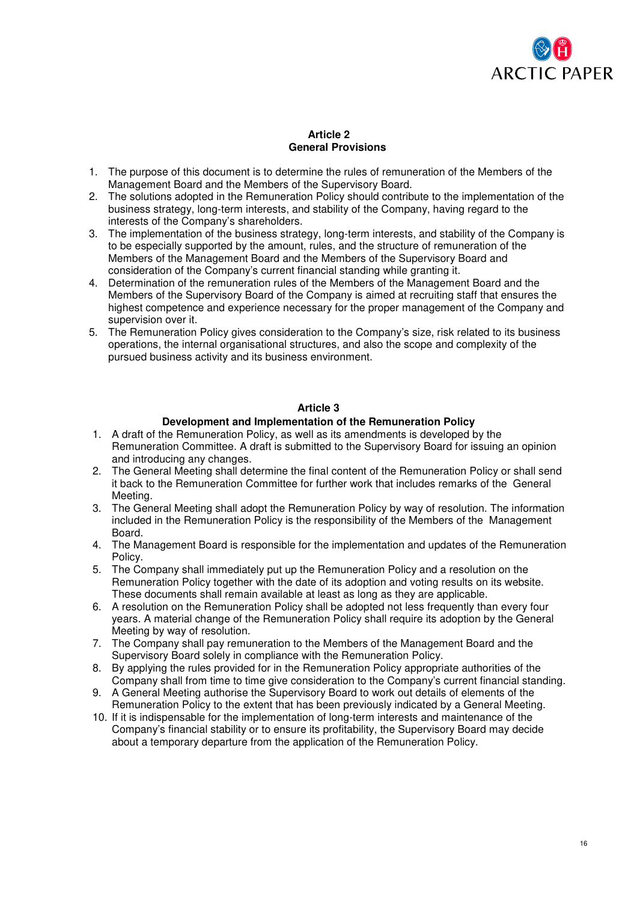## Article 2
## General Provisions

1. The purpose of this document is to determine the rules of remuneration of the Members of the Management Board and the Members of the Supervisory Board.
2. The solutions adopted in the Remuneration Policy should contribute to the implementation of the business strategy, long-term interests, and stability of the Company, having regard to the interests of the Company's shareholders.
3. The implementation of the business strategy, long-term interests, and stability of the Company is to be especially supported by the amount, rules, and the structure of remuneration of the Members of the Management Board and the Members of the Supervisory Board and consideration of the Company's current financial standing while granting it.
4. Determination of the remuneration rules of the Members of the Management Board and the Members of the Supervisory Board of the Company is aimed at recruiting staff that ensures the highest competence and experience necessary for the proper management of the Company and supervision over it.
5. The Remuneration Policy gives consideration to the Company's size, risk related to its business operations, the internal organisational structures, and also the scope and complexity of the pursued business activity and its business environment.

## Article 3
## Development and Implementation of the Remuneration Policy

1. A draft of the Remuneration Policy, as well as its amendments is developed by the Remuneration Committee. A draft is submitted to the Supervisory Board for issuing an opinion and introducing any changes.
2. The General Meeting shall determine the final content of the Remuneration Policy or shall send it back to the Remuneration Committee for further work that includes remarks of the General Meeting.
3. The General Meeting shall adopt the Remuneration Policy by way of resolution. The information included in the Remuneration Policy is the responsibility of the Members of the Management Board.
4. The Management Board is responsible for the implementation and updates of the Remuneration Policy.
5. The Company shall immediately put up the Remuneration Policy and a resolution on the Remuneration Policy together with the date of its adoption and voting results on its website. These documents shall remain available at least as long as they are applicable.
6. A resolution on the Remuneration Policy shall be adopted not less frequently than every four years. A material change of the Remuneration Policy shall require its adoption by the General Meeting by way of resolution.
7. The Company shall pay remuneration to the Members of the Management Board and the Supervisory Board solely in compliance with the Remuneration Policy.
8. By applying the rules provided for in the Remuneration Policy appropriate authorities of the Company shall from time to time give consideration to the Company's current financial standing.
9. A General Meeting authorise the Supervisory Board to work out details of elements of the Remuneration Policy to the extent that has been previously indicated by a General Meeting.
10. If it is indispensable for the implementation of long-term interests and maintenance of the Company's financial stability or to ensure its profitability, the Supervisory Board may decide about a temporary departure from the application of the Remuneration Policy.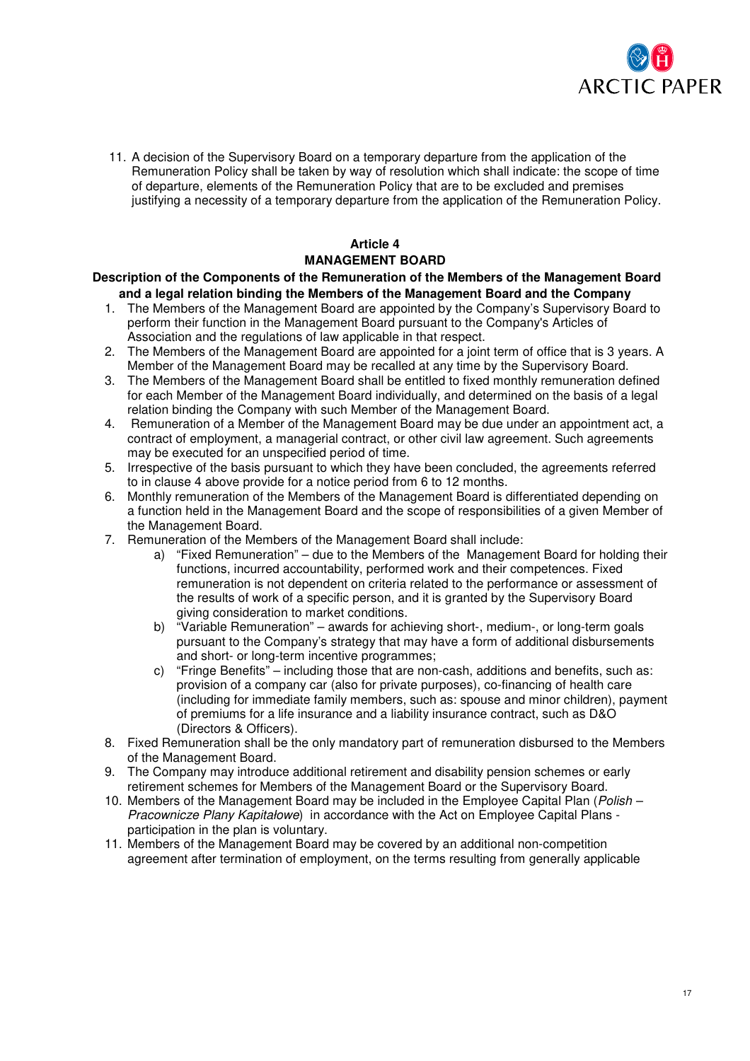11. A decision of the Supervisory Board on a temporary departure from the application of the Remuneration Policy shall be taken by way of resolution which shall indicate: the scope of time of departure, elements of the Remuneration Policy that are to be excluded and premises justifying a necessity of a temporary departure from the application of the Remuneration Policy.

## Article 4
## MANAGEMENT BOARD

### Description of the Components of the Remuneration of the Members of the Management Board and a legal relation binding the Members of the Management Board and the Company

1. The Members of the Management Board are appointed by the Company's Supervisory Board to perform their function in the Management Board pursuant to the Company's Articles of Association and the regulations of law applicable in that respect.
2. The Members of the Management Board are appointed for a joint term of office that is 3 years. A Member of the Management Board may be recalled at any time by the Supervisory Board.
3. The Members of the Management Board shall be entitled to fixed monthly remuneration defined for each Member of the Management Board individually, and determined on the basis of a legal relation binding the Company with such Member of the Management Board.
4. Remuneration of a Member of the Management Board may be due under an appointment act, a contract of employment, a managerial contract, or other civil law agreement. Such agreements may be executed for an unspecified period of time.
5. Irrespective of the basis pursuant to which they have been concluded, the agreements referred to in clause 4 above provide for a notice period from 6 to 12 months.
6. Monthly remuneration of the Members of the Management Board is differentiated depending on a function held in the Management Board and the scope of responsibilities of a given Member of the Management Board.
7. Remuneration of the Members of the Management Board shall include:
   a) "Fixed Remuneration" – due to the Members of the Management Board for holding their functions, incurred accountability, performed work and their competences. Fixed remuneration is not dependent on criteria related to the performance or assessment of the results of work of a specific person, and it is granted by the Supervisory Board giving consideration to market conditions.
   b) "Variable Remuneration" – awards for achieving short-, medium-, or long-term goals pursuant to the Company's strategy that may have a form of additional disbursements and short- or long-term incentive programmes;
   c) "Fringe Benefits" – including those that are non-cash, additions and benefits, such as: provision of a company car (also for private purposes), co-financing of health care (including for immediate family members, such as: spouse and minor children), payment of premiums for a life insurance and a liability insurance contract, such as D&O (Directors & Officers).
8. Fixed Remuneration shall be the only mandatory part of remuneration disbursed to the Members of the Management Board.
9. The Company may introduce additional retirement and disability pension schemes or early retirement schemes for Members of the Management Board or the Supervisory Board.
10. Members of the Management Board may be included in the Employee Capital Plan (*Polish – Pracownicze Plany Kapitałowe*) in accordance with the Act on Employee Capital Plans - participation in the plan is voluntary.
11. Members of the Management Board may be covered by an additional non-competition agreement after termination of employment, on the terms resulting from generally applicable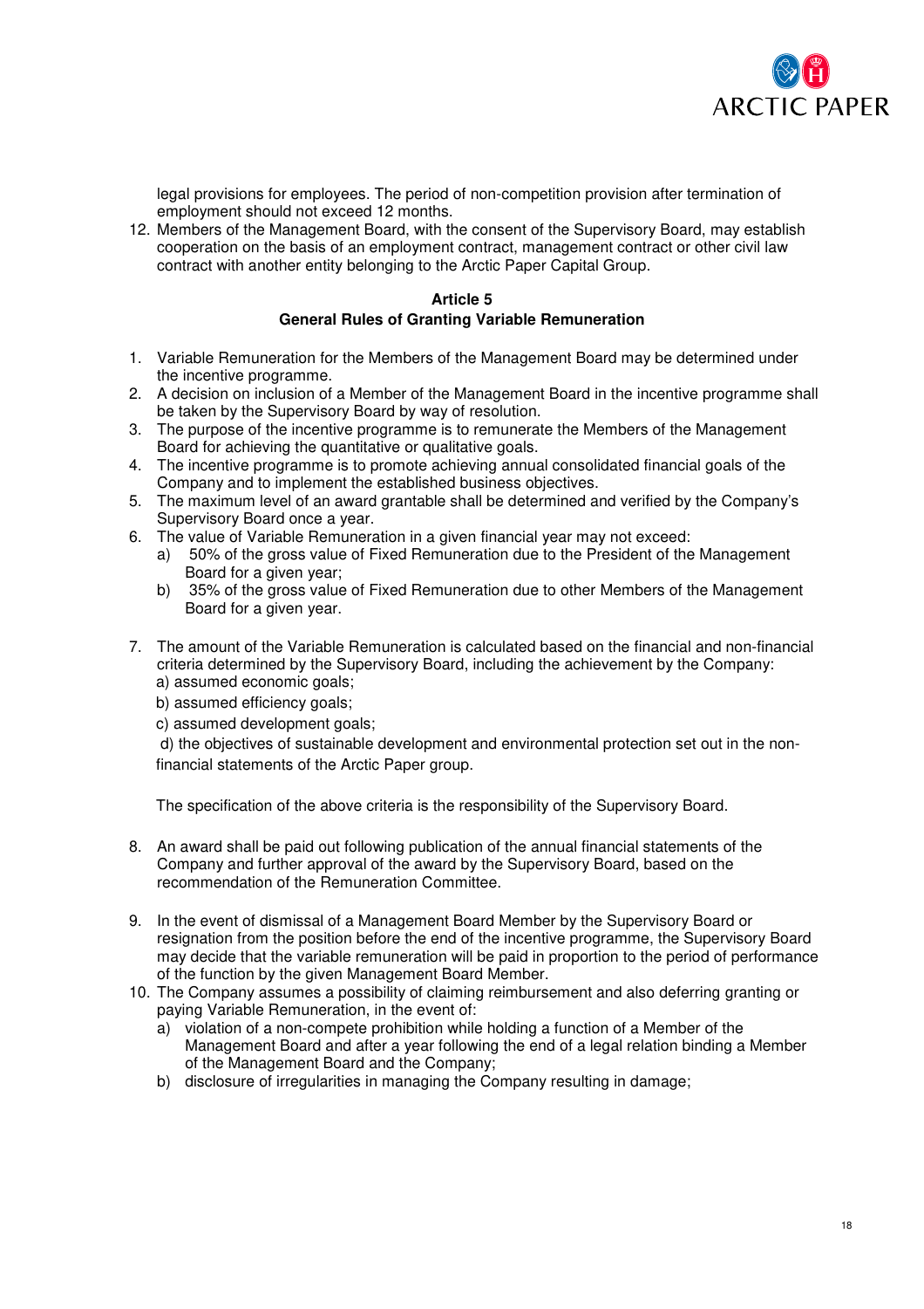legal provisions for employees. The period of non-competition provision after termination of employment should not exceed 12 months.

12. Members of the Management Board, with the consent of the Supervisory Board, may establish cooperation on the basis of an employment contract, management contract or other civil law contract with another entity belonging to the Arctic Paper Capital Group.

**Article 5**
**General Rules of Granting Variable Remuneration**

1. Variable Remuneration for the Members of the Management Board may be determined under the incentive programme.
2. A decision on inclusion of a Member of the Management Board in the incentive programme shall be taken by the Supervisory Board by way of resolution.
3. The purpose of the incentive programme is to remunerate the Members of the Management Board for achieving the quantitative or qualitative goals.
4. The incentive programme is to promote achieving annual consolidated financial goals of the Company and to implement the established business objectives.
5. The maximum level of an award grantable shall be determined and verified by the Company's Supervisory Board once a year.
6. The value of Variable Remuneration in a given financial year may not exceed:
   a) 50% of the gross value of Fixed Remuneration due to the President of the Management Board for a given year;
   b) 35% of the gross value of Fixed Remuneration due to other Members of the Management Board for a given year.
7. The amount of the Variable Remuneration is calculated based on the financial and non-financial criteria determined by the Supervisory Board, including the achievement by the Company:
   a) assumed economic goals;
   b) assumed efficiency goals;
   c) assumed development goals;
   d) the objectives of sustainable development and environmental protection set out in the non-financial statements of the Arctic Paper group.

   The specification of the above criteria is the responsibility of the Supervisory Board.

8. An award shall be paid out following publication of the annual financial statements of the Company and further approval of the award by the Supervisory Board, based on the recommendation of the Remuneration Committee.
9. In the event of dismissal of a Management Board Member by the Supervisory Board or resignation from the position before the end of the incentive programme, the Supervisory Board may decide that the variable remuneration will be paid in proportion to the period of performance of the function by the given Management Board Member.
10. The Company assumes a possibility of claiming reimbursement and also deferring granting or paying Variable Remuneration, in the event of:
    a) violation of a non-compete prohibition while holding a function of a Member of the Management Board and after a year following the end of a legal relation binding a Member of the Management Board and the Company;
    b) disclosure of irregularities in managing the Company resulting in damage;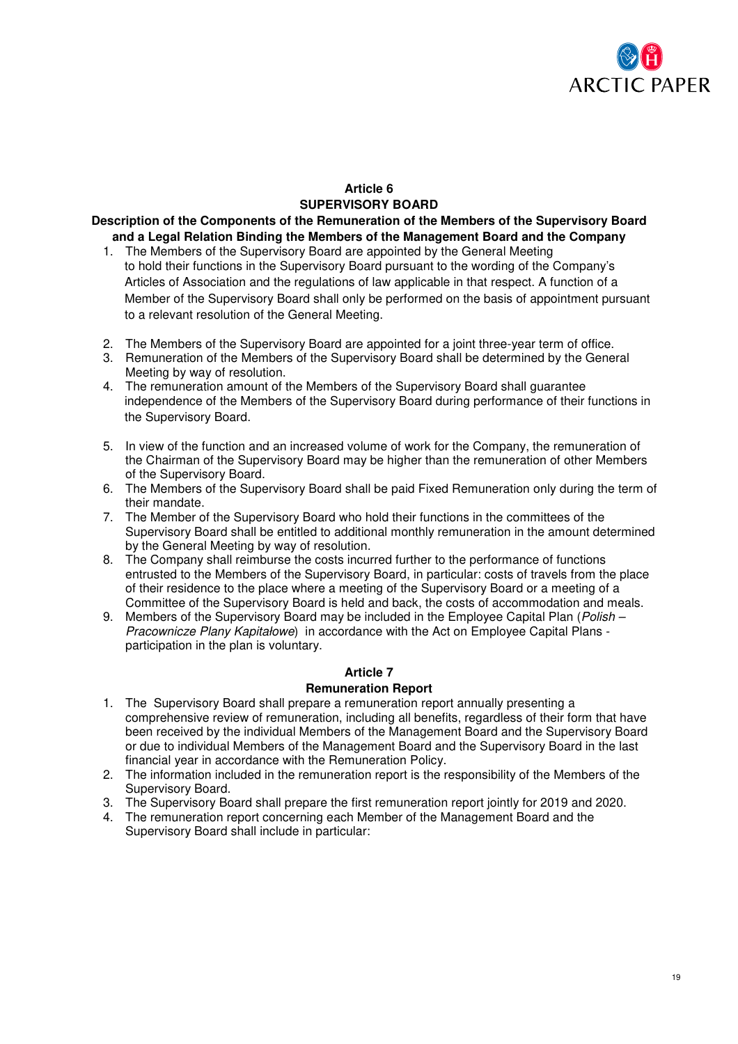## Article 6

## SUPERVISORY BOARD

### Description of the Components of the Remuneration of the Members of the Supervisory Board and a Legal Relation Binding the Members of the Management Board and the Company

1. The Members of the Supervisory Board are appointed by the General Meeting to hold their functions in the Supervisory Board pursuant to the wording of the Company's Articles of Association and the regulations of law applicable in that respect. A function of a Member of the Supervisory Board shall only be performed on the basis of appointment pursuant to a relevant resolution of the General Meeting.
2. The Members of the Supervisory Board are appointed for a joint three-year term of office.
3. Remuneration of the Members of the Supervisory Board shall be determined by the General Meeting by way of resolution.
4. The remuneration amount of the Members of the Supervisory Board shall guarantee independence of the Members of the Supervisory Board during performance of their functions in the Supervisory Board.
5. In view of the function and an increased volume of work for the Company, the remuneration of the Chairman of the Supervisory Board may be higher than the remuneration of other Members of the Supervisory Board.
6. The Members of the Supervisory Board shall be paid Fixed Remuneration only during the term of their mandate.
7. The Member of the Supervisory Board who hold their functions in the committees of the Supervisory Board shall be entitled to additional monthly remuneration in the amount determined by the General Meeting by way of resolution.
8. The Company shall reimburse the costs incurred further to the performance of functions entrusted to the Members of the Supervisory Board, in particular: costs of travels from the place of their residence to the place where a meeting of the Supervisory Board or a meeting of a Committee of the Supervisory Board is held and back, the costs of accommodation and meals.
9. Members of the Supervisory Board may be included in the Employee Capital Plan (*Polish – Pracownicze Plany Kapitałowe*) in accordance with the Act on Employee Capital Plans - participation in the plan is voluntary.

## Article 7

## Remuneration Report

1. The Supervisory Board shall prepare a remuneration report annually presenting a comprehensive review of remuneration, including all benefits, regardless of their form that have been received by the individual Members of the Management Board and the Supervisory Board or due to individual Members of the Management Board and the Supervisory Board in the last financial year in accordance with the Remuneration Policy.
2. The information included in the remuneration report is the responsibility of the Members of the Supervisory Board.
3. The Supervisory Board shall prepare the first remuneration report jointly for 2019 and 2020.
4. The remuneration report concerning each Member of the Management Board and the Supervisory Board shall include in particular: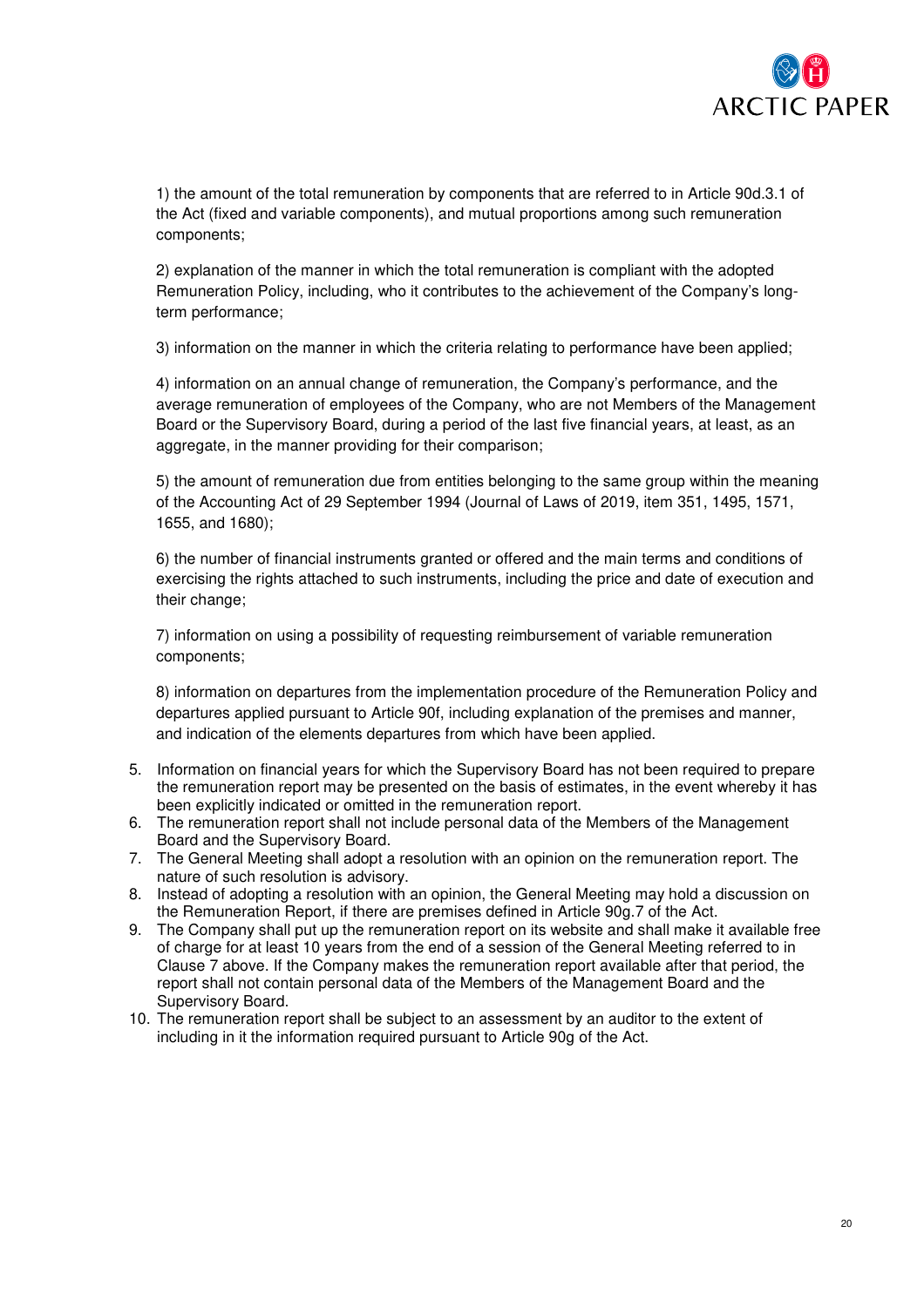1) the amount of the total remuneration by components that are referred to in Article 90d.3.1 of the Act (fixed and variable components), and mutual proportions among such remuneration components;

2) explanation of the manner in which the total remuneration is compliant with the adopted Remuneration Policy, including, who it contributes to the achievement of the Company's long-term performance;

3) information on the manner in which the criteria relating to performance have been applied;

4) information on an annual change of remuneration, the Company's performance, and the average remuneration of employees of the Company, who are not Members of the Management Board or the Supervisory Board, during a period of the last five financial years, at least, as an aggregate, in the manner providing for their comparison;

5) the amount of remuneration due from entities belonging to the same group within the meaning of the Accounting Act of 29 September 1994 (Journal of Laws of 2019, item 351, 1495, 1571, 1655, and 1680);

6) the number of financial instruments granted or offered and the main terms and conditions of exercising the rights attached to such instruments, including the price and date of execution and their change;

7) information on using a possibility of requesting reimbursement of variable remuneration components;

8) information on departures from the implementation procedure of the Remuneration Policy and departures applied pursuant to Article 90f, including explanation of the premises and manner, and indication of the elements departures from which have been applied.

5. Information on financial years for which the Supervisory Board has not been required to prepare the remuneration report may be presented on the basis of estimates, in the event whereby it has been explicitly indicated or omitted in the remuneration report.
6. The remuneration report shall not include personal data of the Members of the Management Board and the Supervisory Board.
7. The General Meeting shall adopt a resolution with an opinion on the remuneration report. The nature of such resolution is advisory.
8. Instead of adopting a resolution with an opinion, the General Meeting may hold a discussion on the Remuneration Report, if there are premises defined in Article 90g.7 of the Act.
9. The Company shall put up the remuneration report on its website and shall make it available free of charge for at least 10 years from the end of a session of the General Meeting referred to in Clause 7 above. If the Company makes the remuneration report available after that period, the report shall not contain personal data of the Members of the Management Board and the Supervisory Board.
10. The remuneration report shall be subject to an assessment by an auditor to the extent of including in it the information required pursuant to Article 90g of the Act.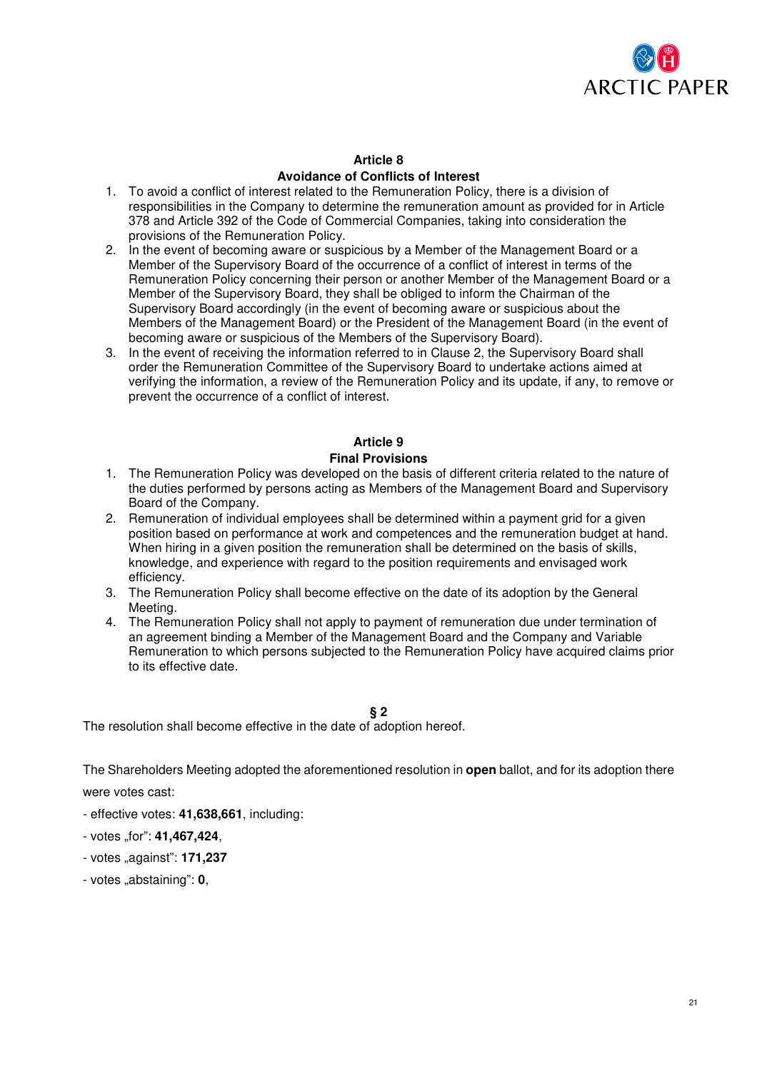**Article 8**
**Avoidance of Conflicts of Interest**

1. To avoid a conflict of interest related to the Remuneration Policy, there is a division of responsibilities in the Company to determine the remuneration amount as provided for in Article 378 and Article 392 of the Code of Commercial Companies, taking into consideration the provisions of the Remuneration Policy.
2. In the event of becoming aware or suspicious by a Member of the Management Board or a Member of the Supervisory Board of the occurrence of a conflict of interest in terms of the Remuneration Policy concerning their person or another Member of the Management Board or a Member of the Supervisory Board, they shall be obliged to inform the Chairman of the Supervisory Board accordingly (in the event of becoming aware or suspicious about the Members of the Management Board) or the President of the Management Board (in the event of becoming aware or suspicious of the Members of the Supervisory Board).
3. In the event of receiving the information referred to in Clause 2, the Supervisory Board shall order the Remuneration Committee of the Supervisory Board to undertake actions aimed at verifying the information, a review of the Remuneration Policy and its update, if any, to remove or prevent the occurrence of a conflict of interest.

**Article 9**
**Final Provisions**

1. The Remuneration Policy was developed on the basis of different criteria related to the nature of the duties performed by persons acting as Members of the Management Board and Supervisory Board of the Company.
2. Remuneration of individual employees shall be determined within a payment grid for a given position based on performance at work and competences and the remuneration budget at hand. When hiring in a given position the remuneration shall be determined on the basis of skills, knowledge, and experience with regard to the position requirements and envisaged work efficiency.
3. The Remuneration Policy shall become effective on the date of its adoption by the General Meeting.
4. The Remuneration Policy shall not apply to payment of remuneration due under termination of an agreement binding a Member of the Management Board and the Company and Variable Remuneration to which persons subjected to the Remuneration Policy have acquired claims prior to its effective date.

**§ 2**

The resolution shall become effective in the date of adoption hereof.

The Shareholders Meeting adopted the aforementioned resolution in **open** ballot, and for its adoption there were votes cast:

- effective votes: **41,638,661**, including:

- votes „for": **41,467,424**,

- votes „against": **171,237**

- votes „abstaining": **0**,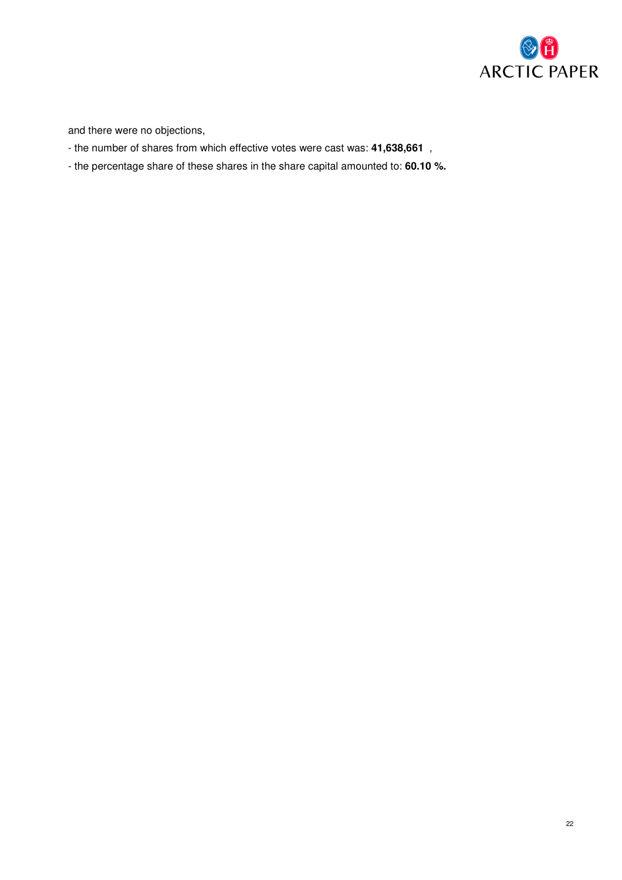and there were no objections,

- the number of shares from which effective votes were cast was: **41,638,661** ,
- the percentage share of these shares in the share capital amounted to: **60.10 %.**